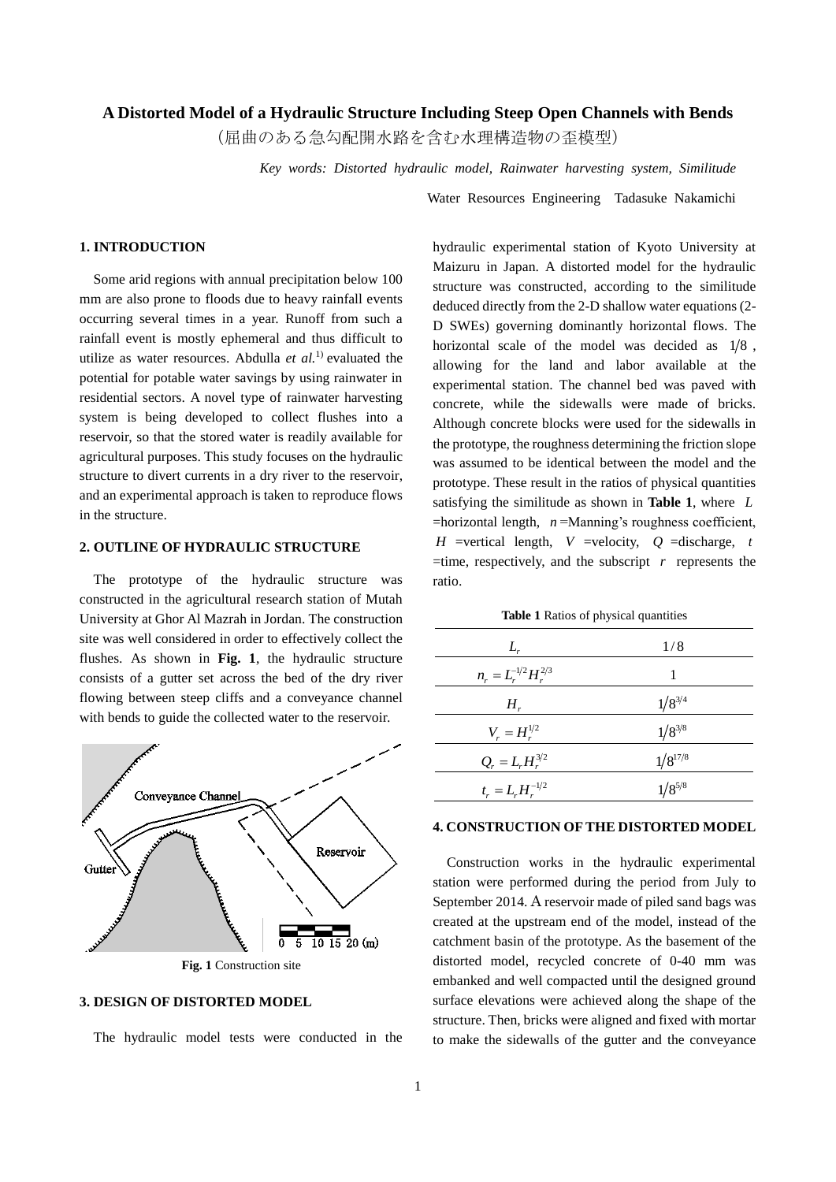# A Distorted Model of a Hydraulic Structure Including Steep Open Channels with Bends

（屈曲のある急勾配開水路を含む水理構造物の歪模型）

*Key words: Distorted hydraulic model, Rainwater harvesting system, Similitude*

Water Resources Engineering Tadasuke Nakamichi

## 1. INTRODUCTION

Some arid regions with annual precipitation below 100 mm are also prone to floods due to heavy rainfall events occurring several times in a year. Runoff from such a rainfall event is mostly ephemeral and thus difficult to utilize as water resources. Abdulla *et al.*[1] evaluated the potential for potable water savings by using rainwater in residential sectors. A novel type of rainwater harvesting system is being developed to collect flushes into a reservoir, so that the stored water is readily available for agricultural purposes. This study focuses on the hydraulic structure to divert currents in a dry river to the reservoir, and an experimental approach is taken to reproduce flows in the structure.

## 2. OUTLINE OF HYDRAULIC STRUCTURE

The prototype of the hydraulic structure was constructed in the agricultural research station of Mutah University at Ghor Al Mazrah in Jordan. The construction site was well considered in order to effectively collect the flushes. As shown in **Fig. 1**, the hydraulic structure consists of a gutter set across the bed of the dry river flowing between steep cliffs and a conveyance channel with bends to guide the collected water to the reservoir.

**Fig. 1** Construction site

## 3. DESIGN OF DISTORTED MODEL

The hydraulic model tests were conducted in the hydraulic experimental station of Kyoto University at Maizuru in Japan. A distorted model for the hydraulic structure was constructed, according to the similitude deduced directly from the 2-D shallow water equations (2-D SWEs) governing dominantly horizontal flows. The horizontal scale of the model was decided as $1/8$, allowing for the land and labor available at the experimental station. The channel bed was paved with concrete, while the sidewalls were made of bricks. Although concrete blocks were used for the sidewalls in the prototype, the roughness determining the friction slope was assumed to be identical between the model and the prototype. These result in the ratios of physical quantities satisfying the similitude as shown in **Table 1**, where $L$ =horizontal length, $n$ =Manning's roughness coefficient, $H$ =vertical length, $V$ =velocity, $Q$ =discharge, $t$ =time, respectively, and the subscript $r$ represents the ratio.

**Table 1** Ratios of physical quantities

| | |
|---|---|
| $L_r$ | $1/8$ |
| $n_r = L_r^{-1/2} H_r^{2/3}$ | $1$ |
| $H_r$ | $1/8^{3/4}$ |
| $V_r = H_r^{1/2}$ | $1/8^{3/8}$ |
| $Q_r = L_r H_r^{3/2}$ | $1/8^{17/8}$ |
| $t_r = L_r H_r^{-1/2}$ | $1/8^{5/8}$ |

## 4. CONSTRUCTION OF THE DISTORTED MODEL

Construction works in the hydraulic experimental station were performed during the period from July to September 2014. A reservoir made of piled sand bags was created at the upstream end of the model, instead of the catchment basin of the prototype. As the basement of the distorted model, recycled concrete of 0-40 mm was embanked and well compacted until the designed ground surface elevations were achieved along the shape of the structure. Then, bricks were aligned and fixed with mortar to make the sidewalls of the gutter and the conveyance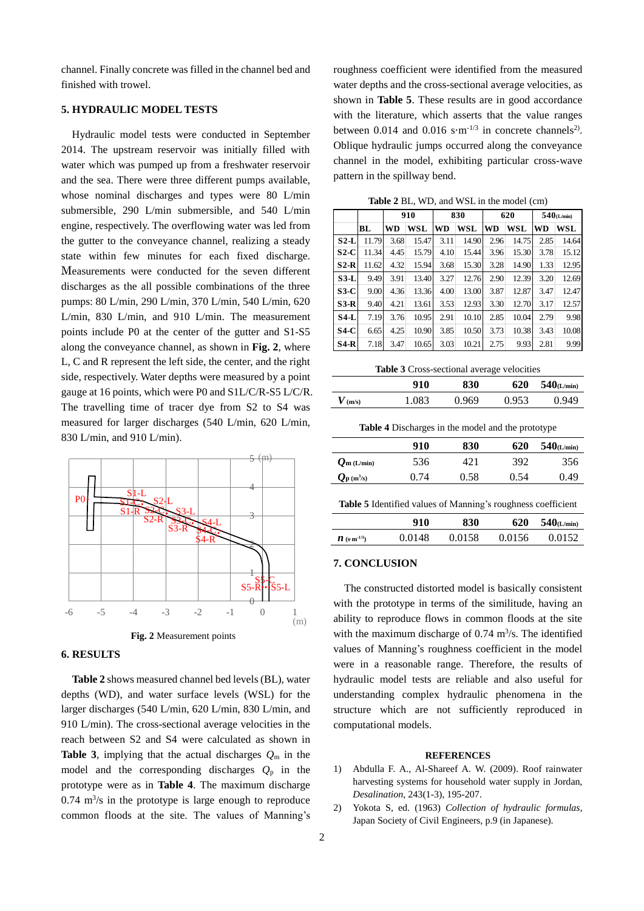channel. Finally concrete was filled in the channel bed and finished with trowel.

## 5. HYDRAULIC MODEL TESTS

Hydraulic model tests were conducted in September 2014. The upstream reservoir was initially filled with water which was pumped up from a freshwater reservoir and the sea. There were three different pumps available, whose nominal discharges and types were 80 L/min submersible, 290 L/min submersible, and 540 L/min engine, respectively. The overflowing water was led from the gutter to the conveyance channel, realizing a steady state within few minutes for each fixed discharge. Measurements were conducted for the seven different discharges as the all possible combinations of the three pumps: 80 L/min, 290 L/min, 370 L/min, 540 L/min, 620 L/min, 830 L/min, and 910 L/min. The measurement points include P0 at the center of the gutter and S1-S5 along the conveyance channel, as shown in **Fig. 2**, where L, C and R represent the left side, the center, and the right side, respectively. Water depths were measured by a point gauge at 16 points, which were P0 and S1L/C/R-S5 L/C/R. The travelling time of tracer dye from S2 to S4 was measured for larger discharges (540 L/min, 620 L/min, 830 L/min, and 910 L/min).

5 (m)
4
3
2
1
0
-6 -5 -4 -3 -2 -1 0 1 (m)
P0
S1-L
S1-C
S1-R
S2-L
S2-C
S2-R
S3-L
S3-C
S3-R
S4-L
S4-C
S4-R
S5-C
S5-R
S5-L

**Fig. 2** Measurement points

## 6. RESULTS

**Table 2** shows measured channel bed levels (BL), water depths (WD), and water surface levels (WSL) for the larger discharges (540 L/min, 620 L/min, 830 L/min, and 910 L/min). The cross-sectional average velocities in the reach between S2 and S4 were calculated as shown in **Table 3**, implying that the actual discharges $Q_m$ in the model and the corresponding discharges $Q_p$ in the prototype were as in **Table 4**. The maximum discharge 0.74 m$^3$/s in the prototype is large enough to reproduce common floods at the site. The values of Manning's roughness coefficient were identified from the measured water depths and the cross-sectional average velocities, as shown in **Table 5**. These results are in good accordance with the literature, which asserts that the value ranges between 0.014 and 0.016 s·m$^{-1/3}$ in concrete channels[2]. Oblique hydraulic jumps occurred along the conveyance channel in the model, exhibiting particular cross-wave pattern in the spillway bend.

**Table 2** BL, WD, and WSL in the model (cm)

| | | 910 | | 830 | | 620 | | 540(L/min) | |
|---|---|---|---|---|---|---|---|---|---|
| | **BL** | **WD** | **WSL** | **WD** | **WSL** | **WD** | **WSL** | **WD** | **WSL** |
| **S2-L** | 11.79 | 3.68 | 15.47 | 3.11 | 14.90 | 2.96 | 14.75 | 2.85 | 14.64 |
| **S2-C** | 11.34 | 4.45 | 15.79 | 4.10 | 15.44 | 3.96 | 15.30 | 3.78 | 15.12 |
| **S2-R** | 11.62 | 4.32 | 15.94 | 3.68 | 15.30 | 3.28 | 14.90 | 1.33 | 12.95 |
| **S3-L** | 9.49 | 3.91 | 13.40 | 3.27 | 12.76 | 2.90 | 12.39 | 3.20 | 12.69 |
| **S3-C** | 9.00 | 4.36 | 13.36 | 4.00 | 13.00 | 3.87 | 12.87 | 3.47 | 12.47 |
| **S3-R** | 9.40 | 4.21 | 13.61 | 3.53 | 12.93 | 3.30 | 12.70 | 3.17 | 12.57 |
| **S4-L** | 7.19 | 3.76 | 10.95 | 2.91 | 10.10 | 2.85 | 10.04 | 2.79 | 9.98 |
| **S4-C** | 6.65 | 4.25 | 10.90 | 3.85 | 10.50 | 3.73 | 10.38 | 3.43 | 10.08 |
| **S4-R** | 7.18 | 3.47 | 10.65 | 3.03 | 10.21 | 2.75 | 9.93 | 2.81 | 9.99 |

**Table 3** Cross-sectional average velocities

| | **910** | **830** | **620** | **540(L/min)** |
|---|---|---|---|---|
| $V$ (m/s) | 1.083 | 0.969 | 0.953 | 0.949 |

**Table 4** Discharges in the model and the prototype

| | **910** | **830** | **620** | **540(L/min)** |
|---|---|---|---|---|
| $Q_m$ (L/min) | 536 | 421 | 392 | 356 |
| $Q_p$ (m$^3$/s) | 0.74 | 0.58 | 0.54 | 0.49 |

**Table 5** Identified values of Manning's roughness coefficient

| | **910** | **830** | **620** | **540(L/min)** |
|---|---|---|---|---|
| $n$ (s·m$^{-1/3}$) | 0.0148 | 0.0158 | 0.0156 | 0.0152 |

## 7. CONCLUSION

The constructed distorted model is basically consistent with the prototype in terms of the similitude, having an ability to reproduce flows in common floods at the site with the maximum discharge of 0.74 m$^3$/s. The identified values of Manning's roughness coefficient in the model were in a reasonable range. Therefore, the results of hydraulic model tests are reliable and also useful for understanding complex hydraulic phenomena in the structure which are not sufficiently reproduced in computational models.

## REFERENCES

1) Abdulla F. A., Al-Shareef A. W. (2009). Roof rainwater harvesting systems for household water supply in Jordan, *Desalination*, 243(1-3), 195-207.
2) Yokota S, ed. (1963) *Collection of hydraulic formulas*, Japan Society of Civil Engineers, p.9 (in Japanese).